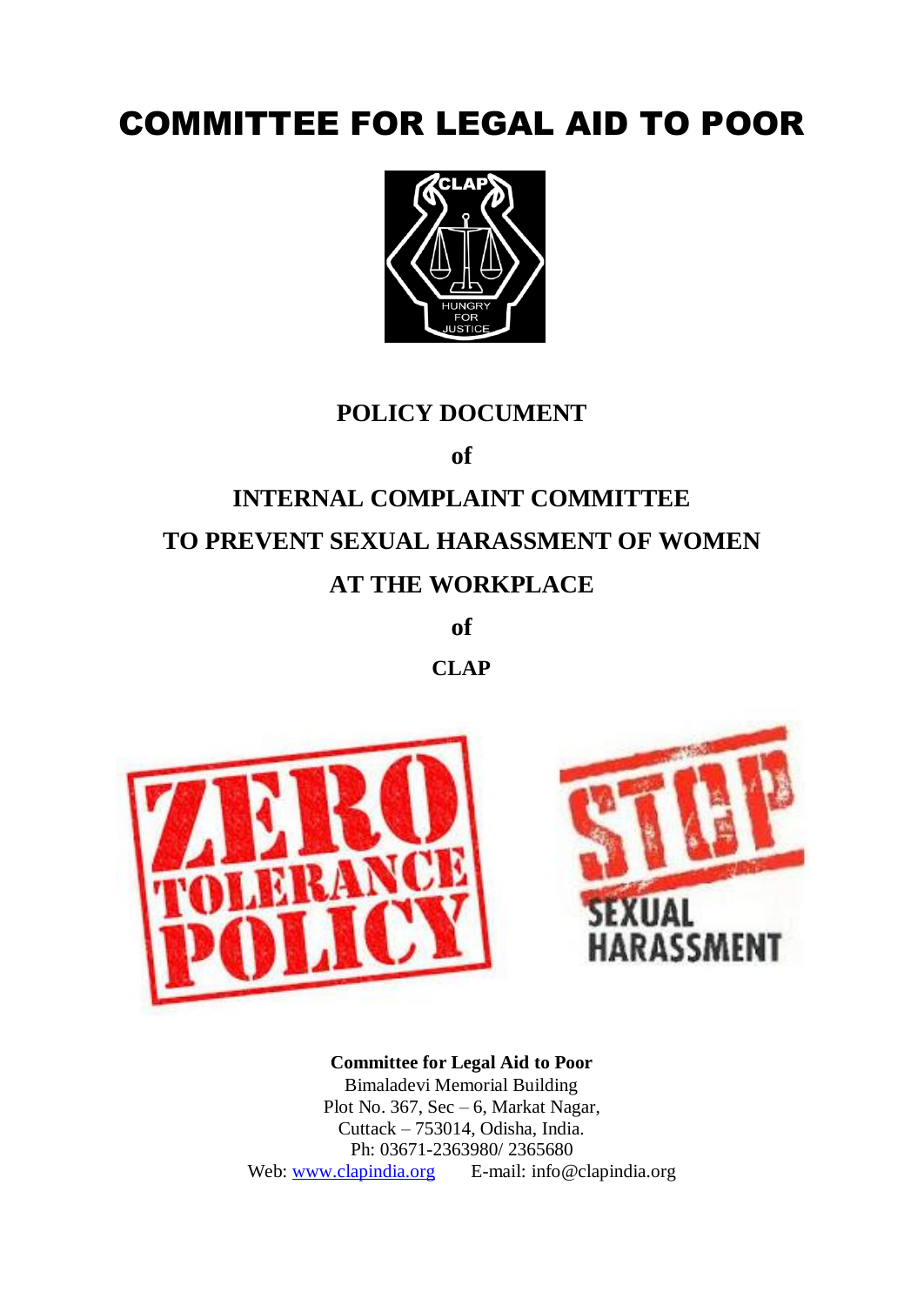# COMMITTEE FOR LEGAL AID TO POOR

**POLICY DOCUMENT**

**of**

**INTERNAL COMPLAINT COMMITTEE**

**TO PREVENT SEXUAL HARASSMENT OF WOMEN**

**AT THE WORKPLACE**

**of**

**CLAP**

**Committee for Legal Aid to Poor**
Bimaladevi Memorial Building
Plot No. 367, Sec – 6, Markat Nagar,
Cuttack – 753014, Odisha, India.
Ph: 03671-2363980/ 2365680
Web: www.clapindia.org E-mail: info@clapindia.org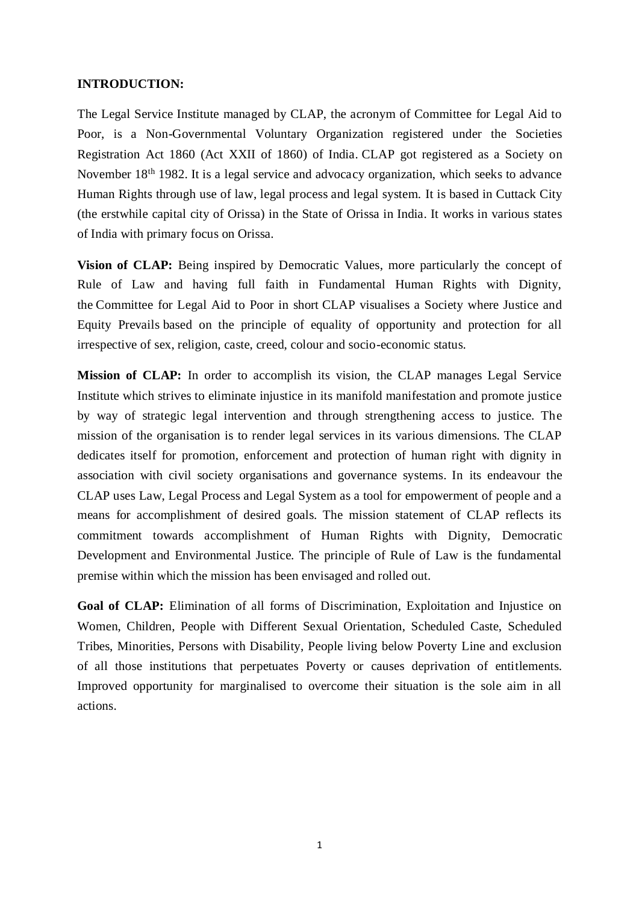**INTRODUCTION:**

The Legal Service Institute managed by CLAP, the acronym of Committee for Legal Aid to Poor, is a Non-Governmental Voluntary Organization registered under the Societies Registration Act 1860 (Act XXII of 1860) of India. CLAP got registered as a Society on November 18th 1982. It is a legal service and advocacy organization, which seeks to advance Human Rights through use of law, legal process and legal system. It is based in Cuttack City (the erstwhile capital city of Orissa) in the State of Orissa in India. It works in various states of India with primary focus on Orissa.

**Vision of CLAP:** Being inspired by Democratic Values, more particularly the concept of Rule of Law and having full faith in Fundamental Human Rights with Dignity, the Committee for Legal Aid to Poor in short CLAP visualises a Society where Justice and Equity Prevails based on the principle of equality of opportunity and protection for all irrespective of sex, religion, caste, creed, colour and socio-economic status.

**Mission of CLAP:** In order to accomplish its vision, the CLAP manages Legal Service Institute which strives to eliminate injustice in its manifold manifestation and promote justice by way of strategic legal intervention and through strengthening access to justice. The mission of the organisation is to render legal services in its various dimensions. The CLAP dedicates itself for promotion, enforcement and protection of human right with dignity in association with civil society organisations and governance systems. In its endeavour the CLAP uses Law, Legal Process and Legal System as a tool for empowerment of people and a means for accomplishment of desired goals. The mission statement of CLAP reflects its commitment towards accomplishment of Human Rights with Dignity, Democratic Development and Environmental Justice. The principle of Rule of Law is the fundamental premise within which the mission has been envisaged and rolled out.

**Goal of CLAP:** Elimination of all forms of Discrimination, Exploitation and Injustice on Women, Children, People with Different Sexual Orientation, Scheduled Caste, Scheduled Tribes, Minorities, Persons with Disability, People living below Poverty Line and exclusion of all those institutions that perpetuates Poverty or causes deprivation of entitlements. Improved opportunity for marginalised to overcome their situation is the sole aim in all actions.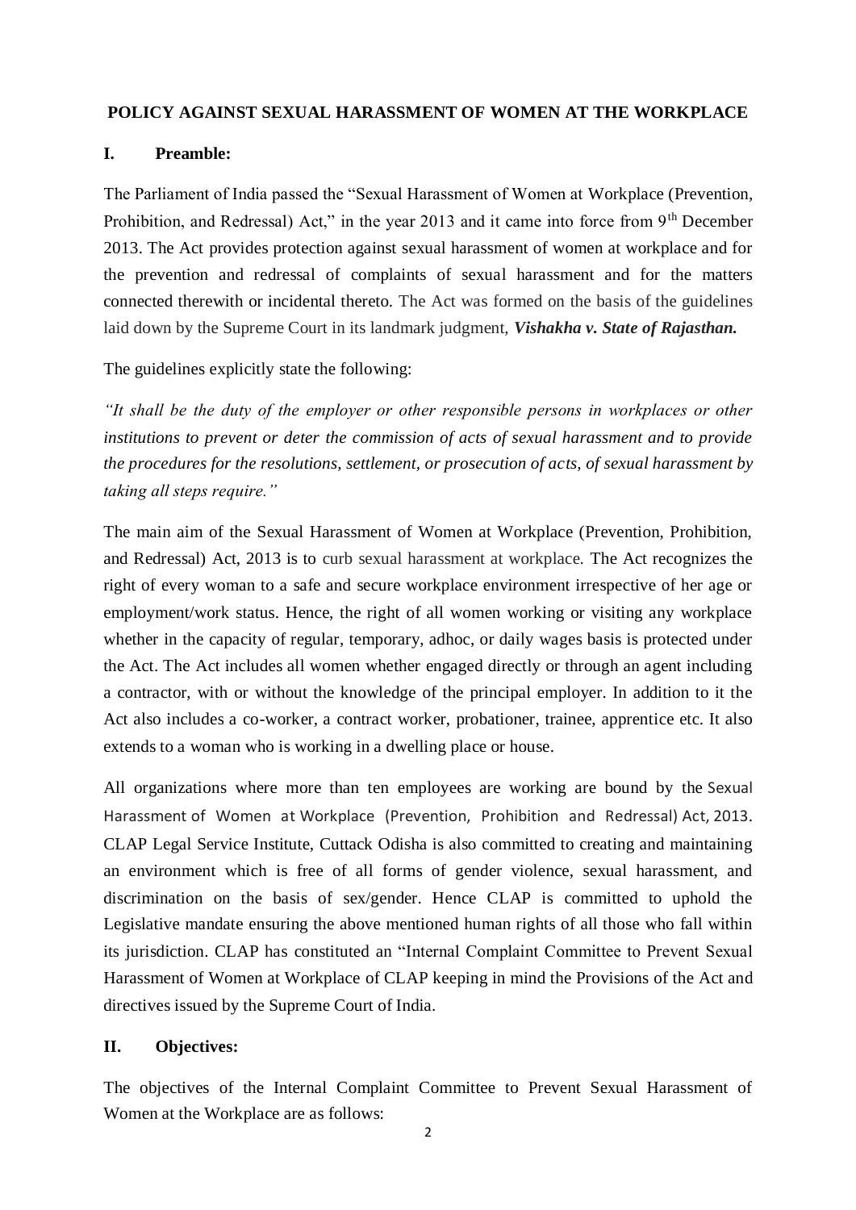## POLICY AGAINST SEXUAL HARASSMENT OF WOMEN AT THE WORKPLACE

### I. Preamble:

The Parliament of India passed the "Sexual Harassment of Women at Workplace (Prevention, Prohibition, and Redressal) Act," in the year 2013 and it came into force from 9th December 2013. The Act provides protection against sexual harassment of women at workplace and for the prevention and redressal of complaints of sexual harassment and for the matters connected therewith or incidental thereto. The Act was formed on the basis of the guidelines laid down by the Supreme Court in its landmark judgment, ***Vishakha v. State of Rajasthan.***

The guidelines explicitly state the following:

*"It shall be the duty of the employer or other responsible persons in workplaces or other institutions to prevent or deter the commission of acts of sexual harassment and to provide the procedures for the resolutions, settlement, or prosecution of acts, of sexual harassment by taking all steps require."*

The main aim of the Sexual Harassment of Women at Workplace (Prevention, Prohibition, and Redressal) Act, 2013 is to curb sexual harassment at workplace. The Act recognizes the right of every woman to a safe and secure workplace environment irrespective of her age or employment/work status. Hence, the right of all women working or visiting any workplace whether in the capacity of regular, temporary, adhoc, or daily wages basis is protected under the Act. The Act includes all women whether engaged directly or through an agent including a contractor, with or without the knowledge of the principal employer. In addition to it the Act also includes a co-worker, a contract worker, probationer, trainee, apprentice etc. It also extends to a woman who is working in a dwelling place or house.

All organizations where more than ten employees are working are bound by the Sexual Harassment of Women at Workplace (Prevention, Prohibition and Redressal) Act, 2013. CLAP Legal Service Institute, Cuttack Odisha is also committed to creating and maintaining an environment which is free of all forms of gender violence, sexual harassment, and discrimination on the basis of sex/gender. Hence CLAP is committed to uphold the Legislative mandate ensuring the above mentioned human rights of all those who fall within its jurisdiction. CLAP has constituted an "Internal Complaint Committee to Prevent Sexual Harassment of Women at Workplace of CLAP keeping in mind the Provisions of the Act and directives issued by the Supreme Court of India.

### II. Objectives:

The objectives of the Internal Complaint Committee to Prevent Sexual Harassment of Women at the Workplace are as follows: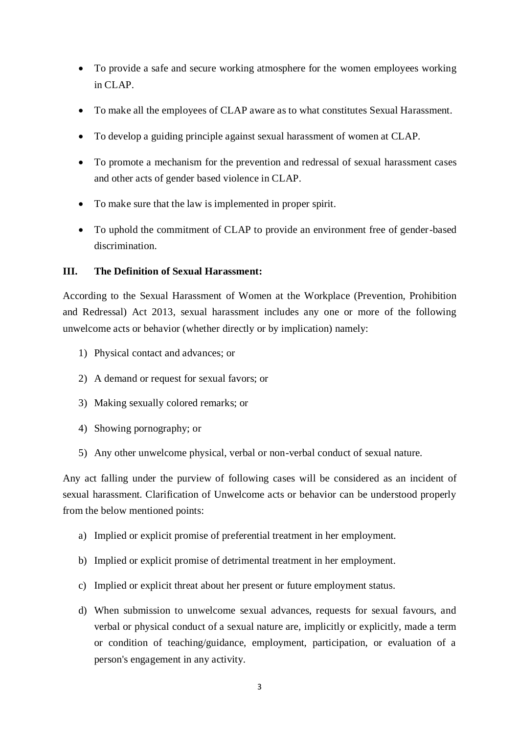- To provide a safe and secure working atmosphere for the women employees working in CLAP.
- To make all the employees of CLAP aware as to what constitutes Sexual Harassment.
- To develop a guiding principle against sexual harassment of women at CLAP.
- To promote a mechanism for the prevention and redressal of sexual harassment cases and other acts of gender based violence in CLAP.
- To make sure that the law is implemented in proper spirit.
- To uphold the commitment of CLAP to provide an environment free of gender-based discrimination.

### III. The Definition of Sexual Harassment:

According to the Sexual Harassment of Women at the Workplace (Prevention, Prohibition and Redressal) Act 2013, sexual harassment includes any one or more of the following unwelcome acts or behavior (whether directly or by implication) namely:

1) Physical contact and advances; or
2) A demand or request for sexual favors; or
3) Making sexually colored remarks; or
4) Showing pornography; or
5) Any other unwelcome physical, verbal or non-verbal conduct of sexual nature.

Any act falling under the purview of following cases will be considered as an incident of sexual harassment. Clarification of Unwelcome acts or behavior can be understood properly from the below mentioned points:

a) Implied or explicit promise of preferential treatment in her employment.
b) Implied or explicit promise of detrimental treatment in her employment.
c) Implied or explicit threat about her present or future employment status.
d) When submission to unwelcome sexual advances, requests for sexual favours, and verbal or physical conduct of a sexual nature are, implicitly or explicitly, made a term or condition of teaching/guidance, employment, participation, or evaluation of a person's engagement in any activity.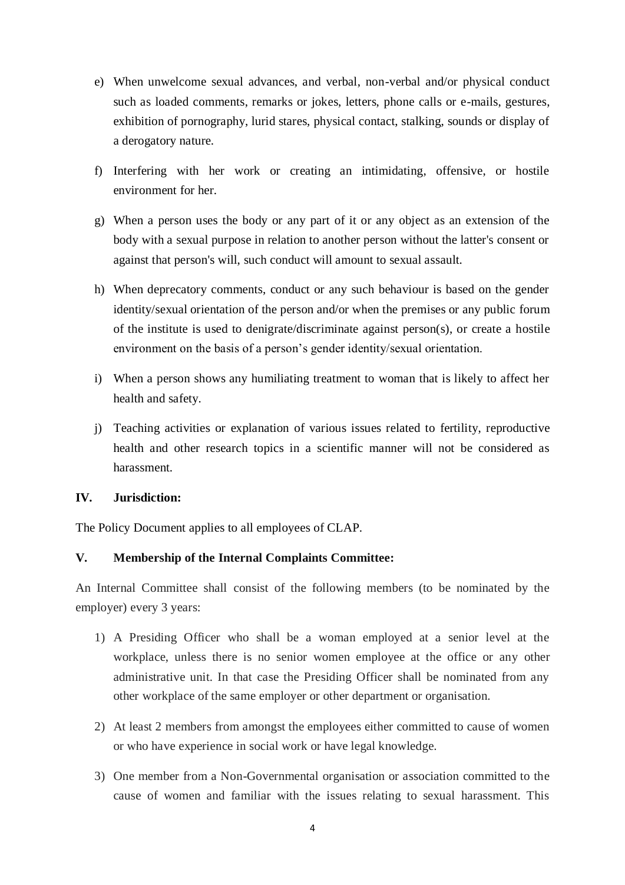e) When unwelcome sexual advances, and verbal, non-verbal and/or physical conduct such as loaded comments, remarks or jokes, letters, phone calls or e-mails, gestures, exhibition of pornography, lurid stares, physical contact, stalking, sounds or display of a derogatory nature.

f) Interfering with her work or creating an intimidating, offensive, or hostile environment for her.

g) When a person uses the body or any part of it or any object as an extension of the body with a sexual purpose in relation to another person without the latter's consent or against that person's will, such conduct will amount to sexual assault.

h) When deprecatory comments, conduct or any such behaviour is based on the gender identity/sexual orientation of the person and/or when the premises or any public forum of the institute is used to denigrate/discriminate against person(s), or create a hostile environment on the basis of a person's gender identity/sexual orientation.

i) When a person shows any humiliating treatment to woman that is likely to affect her health and safety.

j) Teaching activities or explanation of various issues related to fertility, reproductive health and other research topics in a scientific manner will not be considered as harassment.

**IV. Jurisdiction:**

The Policy Document applies to all employees of CLAP.

**V. Membership of the Internal Complaints Committee:**

An Internal Committee shall consist of the following members (to be nominated by the employer) every 3 years:

1) A Presiding Officer who shall be a woman employed at a senior level at the workplace, unless there is no senior women employee at the office or any other administrative unit. In that case the Presiding Officer shall be nominated from any other workplace of the same employer or other department or organisation.

2) At least 2 members from amongst the employees either committed to cause of women or who have experience in social work or have legal knowledge.

3) One member from a Non-Governmental organisation or association committed to the cause of women and familiar with the issues relating to sexual harassment. This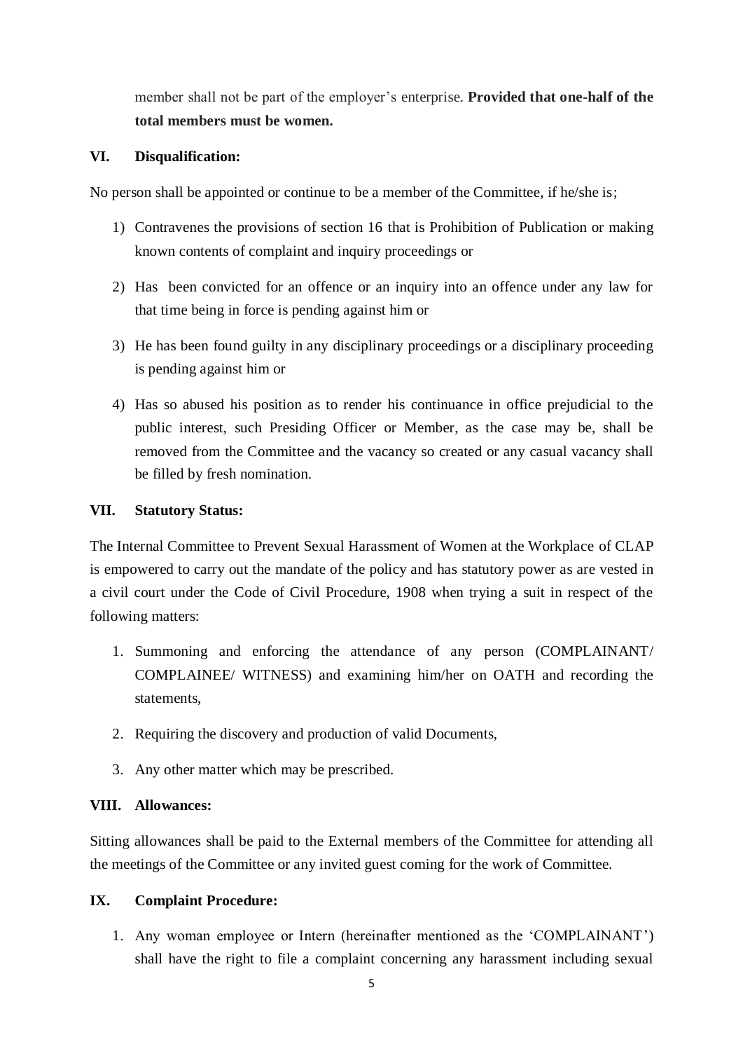member shall not be part of the employer's enterprise. **Provided that one-half of the total members must be women.**

### VI. Disqualification:

No person shall be appointed or continue to be a member of the Committee, if he/she is;

1) Contravenes the provisions of section 16 that is Prohibition of Publication or making known contents of complaint and inquiry proceedings or
2) Has been convicted for an offence or an inquiry into an offence under any law for that time being in force is pending against him or
3) He has been found guilty in any disciplinary proceedings or a disciplinary proceeding is pending against him or
4) Has so abused his position as to render his continuance in office prejudicial to the public interest, such Presiding Officer or Member, as the case may be, shall be removed from the Committee and the vacancy so created or any casual vacancy shall be filled by fresh nomination.

### VII. Statutory Status:

The Internal Committee to Prevent Sexual Harassment of Women at the Workplace of CLAP is empowered to carry out the mandate of the policy and has statutory power as are vested in a civil court under the Code of Civil Procedure, 1908 when trying a suit in respect of the following matters:

1. Summoning and enforcing the attendance of any person (COMPLAINANT/ COMPLAINEE/ WITNESS) and examining him/her on OATH and recording the statements,
2. Requiring the discovery and production of valid Documents,
3. Any other matter which may be prescribed.

### VIII. Allowances:

Sitting allowances shall be paid to the External members of the Committee for attending all the meetings of the Committee or any invited guest coming for the work of Committee.

### IX. Complaint Procedure:

1. Any woman employee or Intern (hereinafter mentioned as the 'COMPLAINANT') shall have the right to file a complaint concerning any harassment including sexual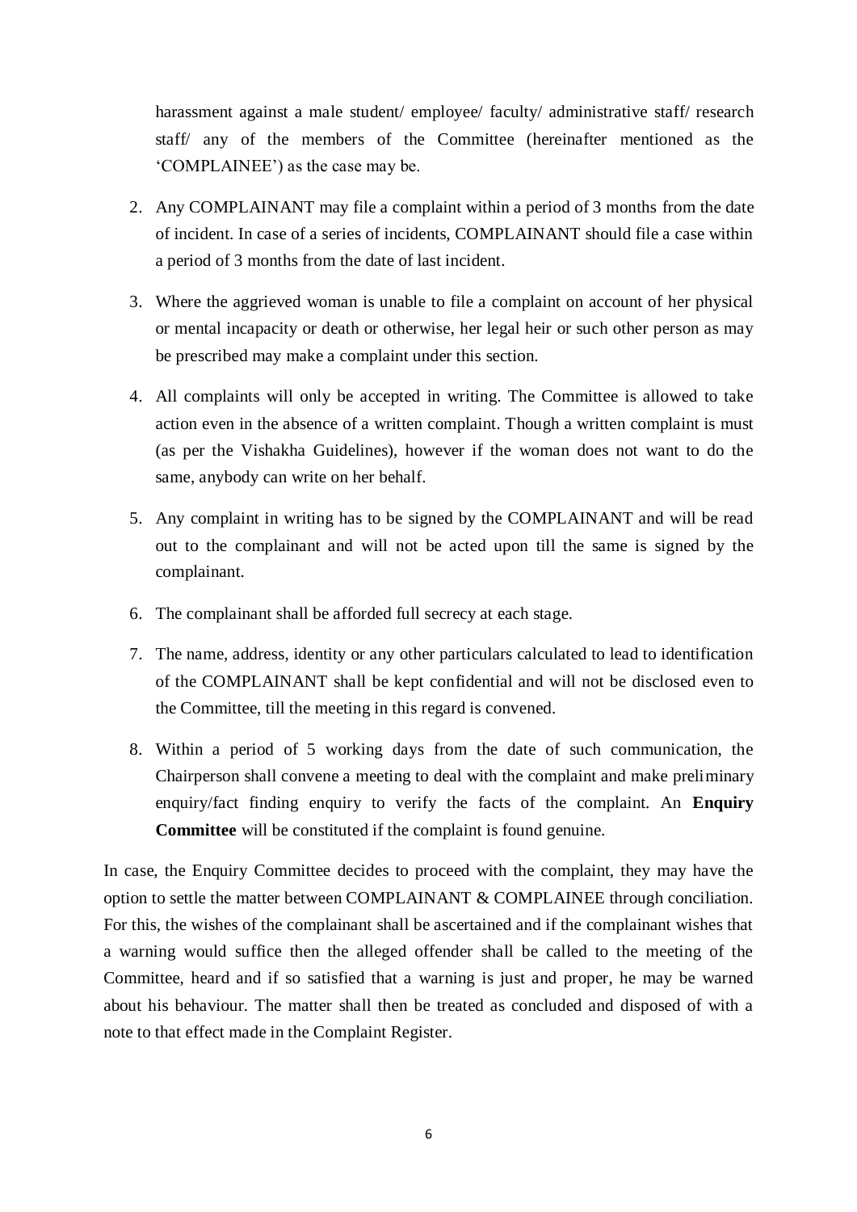harassment against a male student/ employee/ faculty/ administrative staff/ research staff/ any of the members of the Committee (hereinafter mentioned as the 'COMPLAINEE') as the case may be.

2. Any COMPLAINANT may file a complaint within a period of 3 months from the date of incident. In case of a series of incidents, COMPLAINANT should file a case within a period of 3 months from the date of last incident.
3. Where the aggrieved woman is unable to file a complaint on account of her physical or mental incapacity or death or otherwise, her legal heir or such other person as may be prescribed may make a complaint under this section.
4. All complaints will only be accepted in writing. The Committee is allowed to take action even in the absence of a written complaint. Though a written complaint is must (as per the Vishakha Guidelines), however if the woman does not want to do the same, anybody can write on her behalf.
5. Any complaint in writing has to be signed by the COMPLAINANT and will be read out to the complainant and will not be acted upon till the same is signed by the complainant.
6. The complainant shall be afforded full secrecy at each stage.
7. The name, address, identity or any other particulars calculated to lead to identification of the COMPLAINANT shall be kept confidential and will not be disclosed even to the Committee, till the meeting in this regard is convened.
8. Within a period of 5 working days from the date of such communication, the Chairperson shall convene a meeting to deal with the complaint and make preliminary enquiry/fact finding enquiry to verify the facts of the complaint. An **Enquiry Committee** will be constituted if the complaint is found genuine.

In case, the Enquiry Committee decides to proceed with the complaint, they may have the option to settle the matter between COMPLAINANT & COMPLAINEE through conciliation. For this, the wishes of the complainant shall be ascertained and if the complainant wishes that a warning would suffice then the alleged offender shall be called to the meeting of the Committee, heard and if so satisfied that a warning is just and proper, he may be warned about his behaviour. The matter shall then be treated as concluded and disposed of with a note to that effect made in the Complaint Register.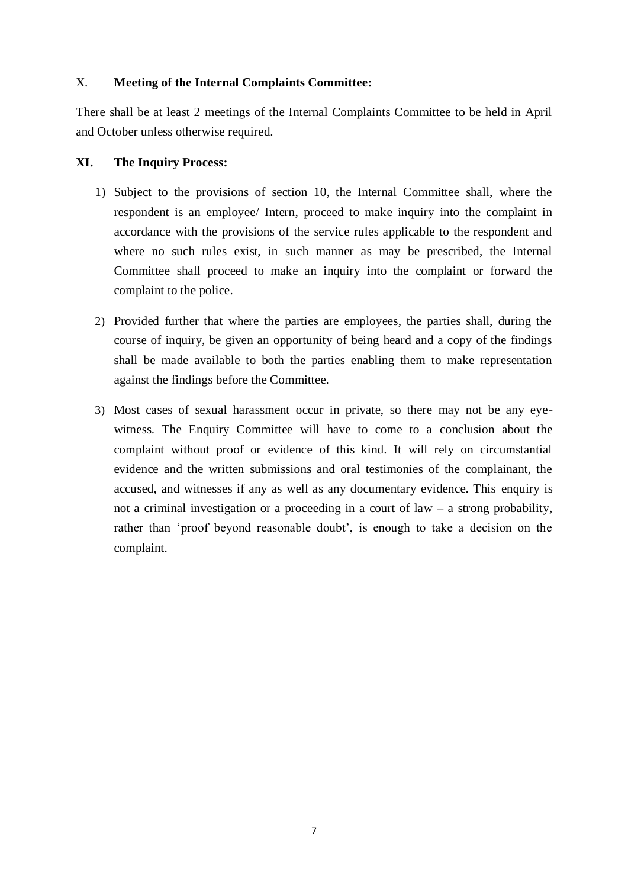## X. **Meeting of the Internal Complaints Committee:**

There shall be at least 2 meetings of the Internal Complaints Committee to be held in April and October unless otherwise required.

## XI. **The Inquiry Process:**

1) Subject to the provisions of section 10, the Internal Committee shall, where the respondent is an employee/ Intern, proceed to make inquiry into the complaint in accordance with the provisions of the service rules applicable to the respondent and where no such rules exist, in such manner as may be prescribed, the Internal Committee shall proceed to make an inquiry into the complaint or forward the complaint to the police.

2) Provided further that where the parties are employees, the parties shall, during the course of inquiry, be given an opportunity of being heard and a copy of the findings shall be made available to both the parties enabling them to make representation against the findings before the Committee.

3) Most cases of sexual harassment occur in private, so there may not be any eye-witness. The Enquiry Committee will have to come to a conclusion about the complaint without proof or evidence of this kind. It will rely on circumstantial evidence and the written submissions and oral testimonies of the complainant, the accused, and witnesses if any as well as any documentary evidence. This enquiry is not a criminal investigation or a proceeding in a court of law – a strong probability, rather than 'proof beyond reasonable doubt', is enough to take a decision on the complaint.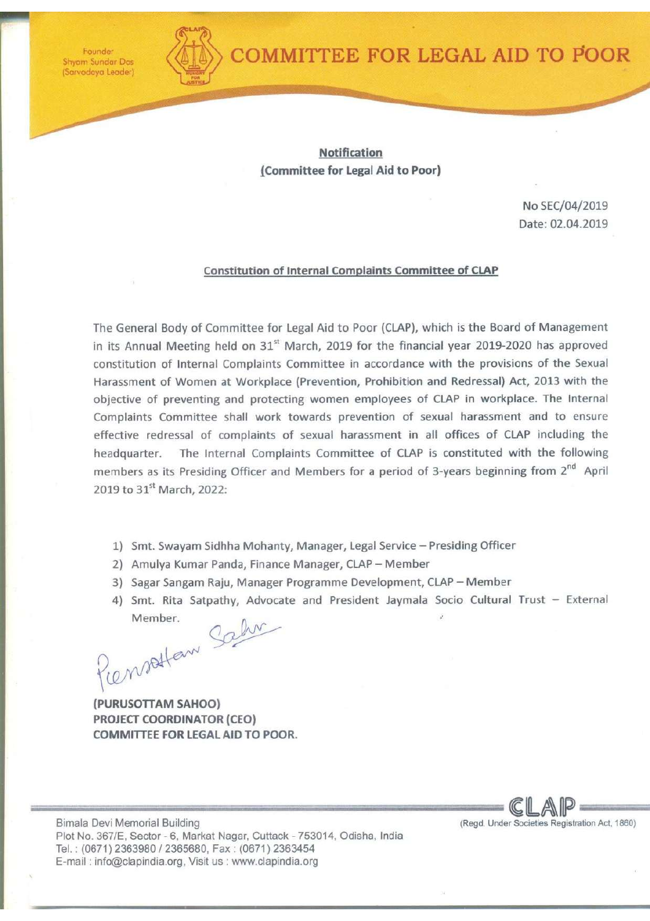Founder
Shyam Sundar Das
(Sarvodaya Leader)

# COMMITTEE FOR LEGAL AID TO POOR

**Notification**
**(Committee for Legal Aid to Poor)**

No SEC/04/2019
Date: 02.04.2019

**Constitution of Internal Complaints Committee of CLAP**

The General Body of Committee for Legal Aid to Poor (CLAP), which is the Board of Management in its Annual Meeting held on 31st March, 2019 for the financial year 2019-2020 has approved constitution of Internal Complaints Committee in accordance with the provisions of the Sexual Harassment of Women at Workplace (Prevention, Prohibition and Redressal) Act, 2013 with the objective of preventing and protecting women employees of CLAP in workplace. The Internal Complaints Committee shall work towards prevention of sexual harassment and to ensure effective redressal of complaints of sexual harassment in all offices of CLAP including the headquarter. The Internal Complaints Committee of CLAP is constituted with the following members as its Presiding Officer and Members for a period of 3-years beginning from 2nd April 2019 to 31st March, 2022:

1) Smt. Swayam Sidhha Mohanty, Manager, Legal Service – Presiding Officer
2) Amulya Kumar Panda, Finance Manager, CLAP – Member
3) Sagar Sangam Raju, Manager Programme Development, CLAP – Member
4) Smt. Rita Satpathy, Advocate and President Jaymala Socio Cultural Trust – External Member.

Purusottam Sahu

**(PURUSOTTAM SAHOO)**
**PROJECT COORDINATOR (CEO)**
**COMMITTEE FOR LEGAL AID TO POOR.**

CLAP (Regd. Under Societies Registration Act, 1860)

Bimala Devi Memorial Building
Plot No. 367/E, Sector - 6, Markat Nagar, Cuttack - 753014, Odisha, India
Tel.: (0671) 2363980 / 2365680, Fax: (0671) 2363454
E-mail: info@clapindia.org, Visit us: www.clapindia.org